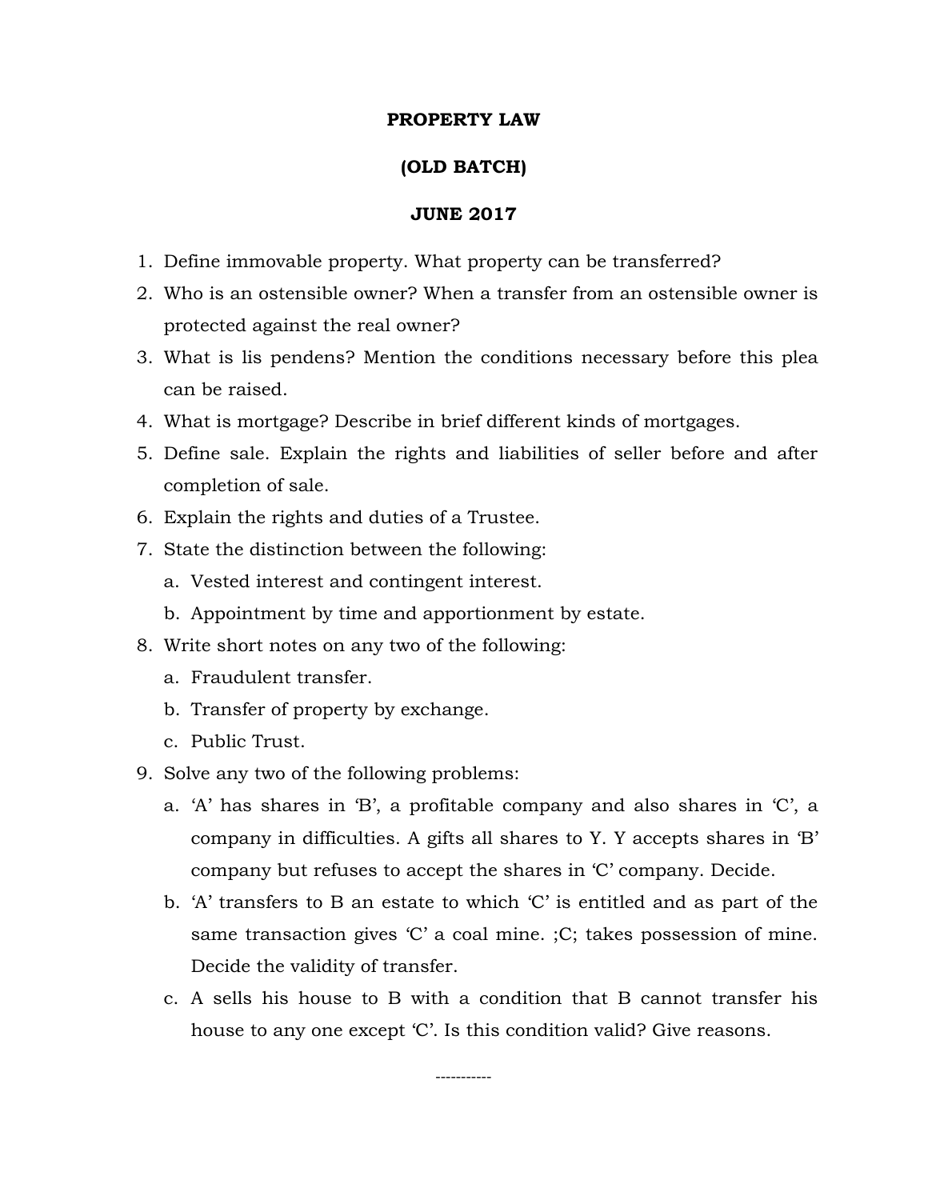# PROPERTY LAW

## (OLD BATCH)

## JUNE 2017

1. Define immovable property. What property can be transferred?
2. Who is an ostensible owner? When a transfer from an ostensible owner is protected against the real owner?
3. What is lis pendens? Mention the conditions necessary before this plea can be raised.
4. What is mortgage? Describe in brief different kinds of mortgages.
5. Define sale. Explain the rights and liabilities of seller before and after completion of sale.
6. Explain the rights and duties of a Trustee.
7. State the distinction between the following:
   a. Vested interest and contingent interest.
   b. Appointment by time and apportionment by estate.
8. Write short notes on any two of the following:
   a. Fraudulent transfer.
   b. Transfer of property by exchange.
   c. Public Trust.
9. Solve any two of the following problems:
   a. 'A' has shares in 'B', a profitable company and also shares in 'C', a company in difficulties. A gifts all shares to Y. Y accepts shares in 'B' company but refuses to accept the shares in 'C' company. Decide.
   b. 'A' transfers to B an estate to which 'C' is entitled and as part of the same transaction gives 'C' a coal mine. ;C; takes possession of mine. Decide the validity of transfer.
   c. A sells his house to B with a condition that B cannot transfer his house to any one except 'C'. Is this condition valid? Give reasons.

-----------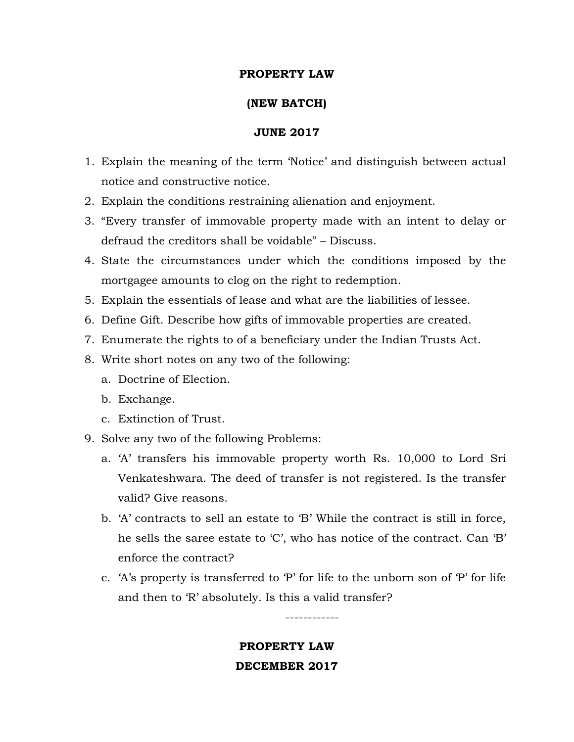**PROPERTY LAW**

**(NEW BATCH)**

**JUNE 2017**

1. Explain the meaning of the term 'Notice' and distinguish between actual notice and constructive notice.
2. Explain the conditions restraining alienation and enjoyment.
3. "Every transfer of immovable property made with an intent to delay or defraud the creditors shall be voidable" – Discuss.
4. State the circumstances under which the conditions imposed by the mortgagee amounts to clog on the right to redemption.
5. Explain the essentials of lease and what are the liabilities of lessee.
6. Define Gift. Describe how gifts of immovable properties are created.
7. Enumerate the rights to of a beneficiary under the Indian Trusts Act.
8. Write short notes on any two of the following:
   a. Doctrine of Election.
   b. Exchange.
   c. Extinction of Trust.
9. Solve any two of the following Problems:
   a. 'A' transfers his immovable property worth Rs. 10,000 to Lord Sri Venkateshwara. The deed of transfer is not registered. Is the transfer valid? Give reasons.
   b. 'A' contracts to sell an estate to 'B' While the contract is still in force, he sells the saree estate to 'C', who has notice of the contract. Can 'B' enforce the contract?
   c. 'A's property is transferred to 'P' for life to the unborn son of 'P' for life and then to 'R' absolutely. Is this a valid transfer?

------------

**PROPERTY LAW**

**DECEMBER 2017**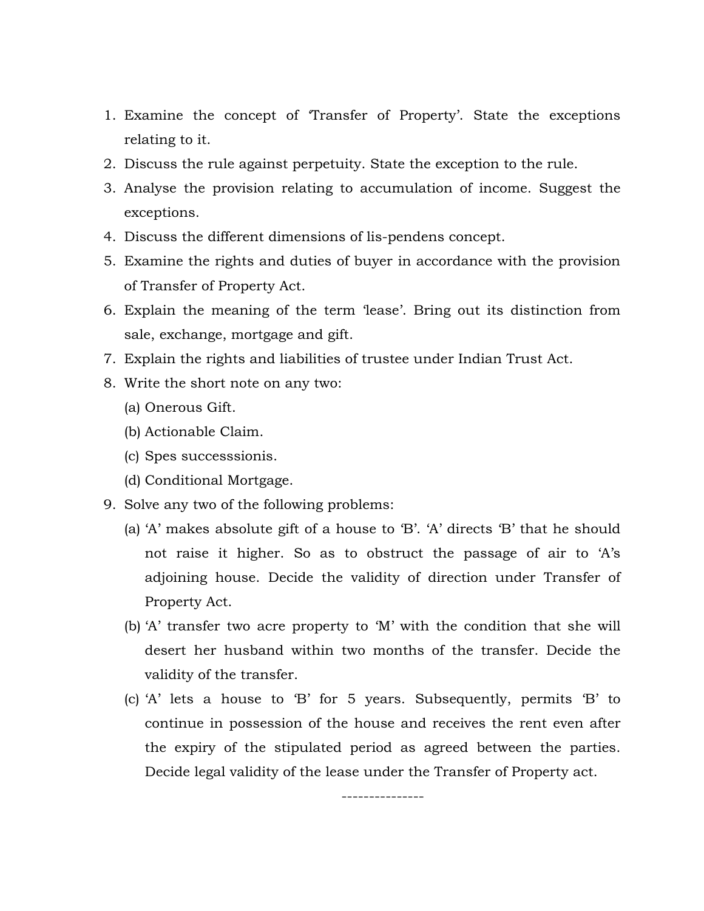1. Examine the concept of 'Transfer of Property'. State the exceptions relating to it.
2. Discuss the rule against perpetuity. State the exception to the rule.
3. Analyse the provision relating to accumulation of income. Suggest the exceptions.
4. Discuss the different dimensions of lis-pendens concept.
5. Examine the rights and duties of buyer in accordance with the provision of Transfer of Property Act.
6. Explain the meaning of the term 'lease'. Bring out its distinction from sale, exchange, mortgage and gift.
7. Explain the rights and liabilities of trustee under Indian Trust Act.
8. Write the short note on any two:
   (a) Onerous Gift.
   (b) Actionable Claim.
   (c) Spes successsionis.
   (d) Conditional Mortgage.
9. Solve any two of the following problems:
   (a) 'A' makes absolute gift of a house to 'B'. 'A' directs 'B' that he should not raise it higher. So as to obstruct the passage of air to 'A's adjoining house. Decide the validity of direction under Transfer of Property Act.
   (b) 'A' transfer two acre property to 'M' with the condition that she will desert her husband within two months of the transfer. Decide the validity of the transfer.
   (c) 'A' lets a house to 'B' for 5 years. Subsequently, permits 'B' to continue in possession of the house and receives the rent even after the expiry of the stipulated period as agreed between the parties. Decide legal validity of the lease under the Transfer of Property act.

---------------